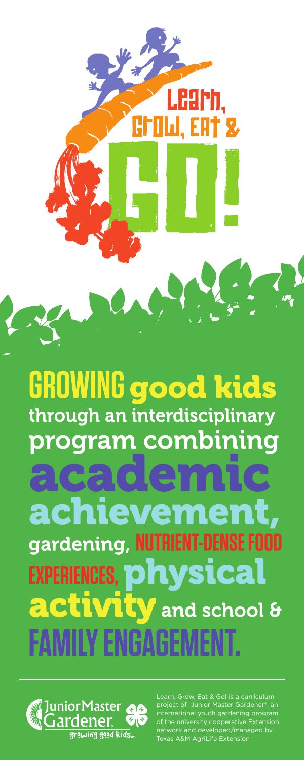# Learn, Grow, Eat & GO!

## GROWING good kids through an interdisciplinary program combining academic achievement, gardening, NUTRIENT-DENSE FOOD EXPERIENCES, physical activity and school & FAMILY ENGAGEMENT.

Junior Master Gardener® growing good kids™

Learn, Grow, Eat & Go! is a curriculum project of Junior Master Gardener®, an international youth gardening program of the university cooperative Extension network and developed/managed by Texas A&M AgriLife Extension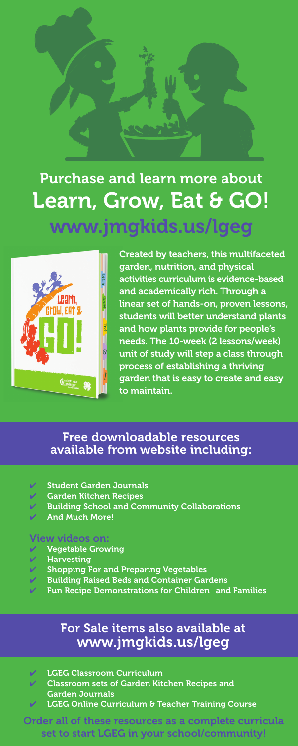# Purchase and learn more about Learn, Grow, Eat & GO!

## www.jmgkids.us/lgeg

Created by teachers, this multifaceted garden, nutrition, and physical activities curriculum is evidence-based and academically rich. Through a linear set of hands-on, proven lessons, students will better understand plants and how plants provide for people's needs. The 10-week (2 lessons/week) unit of study will step a class through process of establishing a thriving garden that is easy to create and easy to maintain.

## Free downloadable resources available from website including:

- ✔ Student Garden Journals
- ✔ Garden Kitchen Recipes
- ✔ Building School and Community Collaborations
- ✔ And Much More!

**View videos on:**

- ✔ Vegetable Growing
- ✔ Harvesting
- ✔ Shopping For and Preparing Vegetables
- ✔ Building Raised Beds and Container Gardens
- ✔ Fun Recipe Demonstrations for Children and Families

## For Sale items also available at www.jmgkids.us/lgeg

- ✔ LGEG Classroom Curriculum
- ✔ Classroom sets of Garden Kitchen Recipes and Garden Journals
- ✔ LGEG Online Curriculum & Teacher Training Course

**Order all of these resources as a complete curricula set to start LGEG in your school/community!**